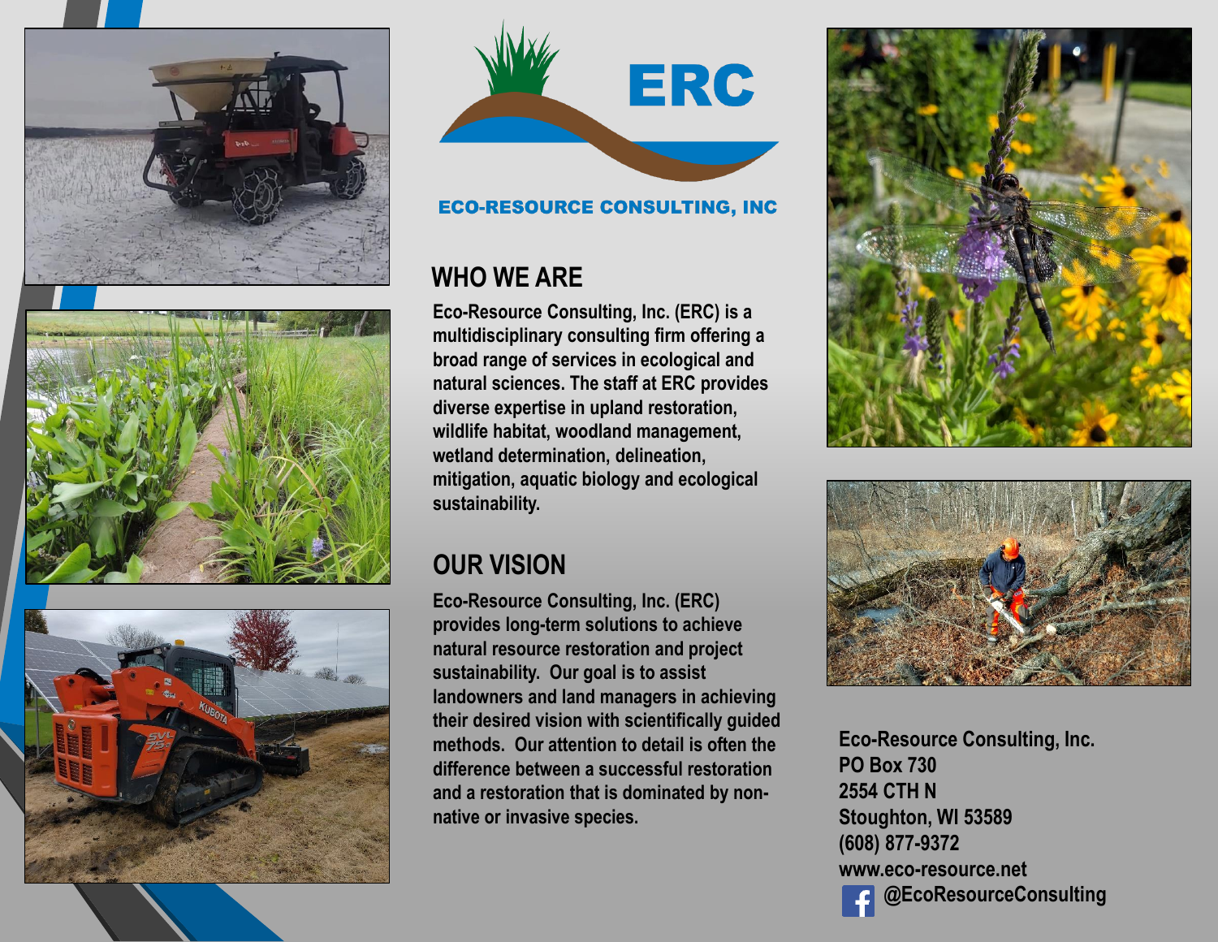# ERC

**ECO-RESOURCE CONSULTING, INC**

## WHO WE ARE

Eco-Resource Consulting, Inc. (ERC) is a multidisciplinary consulting firm offering a broad range of services in ecological and natural sciences. The staff at ERC provides diverse expertise in upland restoration, wildlife habitat, woodland management, wetland determination, delineation, mitigation, aquatic biology and ecological sustainability.

## OUR VISION

Eco-Resource Consulting, Inc. (ERC) provides long-term solutions to achieve natural resource restoration and project sustainability. Our goal is to assist landowners and land managers in achieving their desired vision with scientifically guided methods. Our attention to detail is often the difference between a successful restoration and a restoration that is dominated by non-native or invasive species.

Eco-Resource Consulting, Inc.
PO Box 730
2554 CTH N
Stoughton, WI 53589
(608) 877-9372
www.eco-resource.net
@EcoResourceConsulting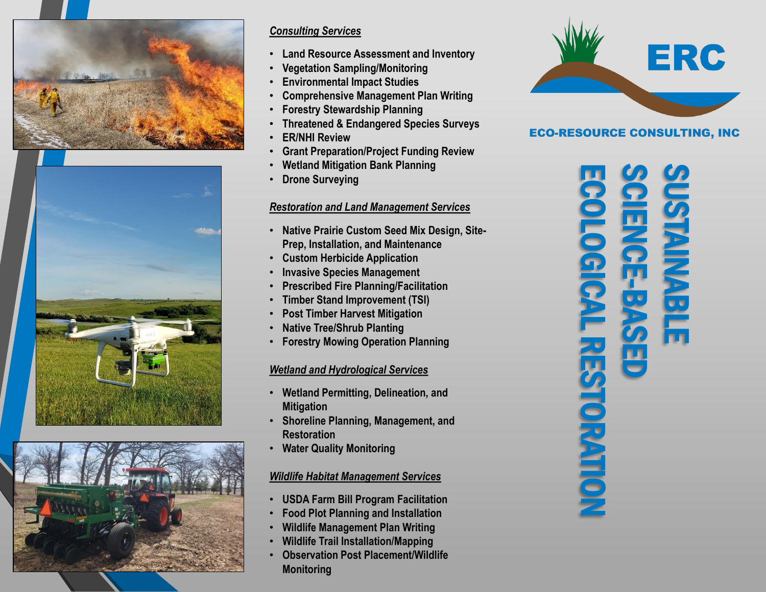## *Consulting Services*

- Land Resource Assessment and Inventory
- Vegetation Sampling/Monitoring
- Environmental Impact Studies
- Comprehensive Management Plan Writing
- Forestry Stewardship Planning
- Threatened & Endangered Species Surveys
- ER/NHI Review
- Grant Preparation/Project Funding Review
- Wetland Mitigation Bank Planning
- Drone Surveying

## *Restoration and Land Management Services*

- Native Prairie Custom Seed Mix Design, Site-Prep, Installation, and Maintenance
- Custom Herbicide Application
- Invasive Species Management
- Prescribed Fire Planning/Facilitation
- Timber Stand Improvement (TSI)
- Post Timber Harvest Mitigation
- Native Tree/Shrub Planting
- Forestry Mowing Operation Planning

## *Wetland and Hydrological Services*

- Wetland Permitting, Delineation, and Mitigation
- Shoreline Planning, Management, and Restoration
- Water Quality Monitoring

## *Wildlife Habitat Management Services*

- USDA Farm Bill Program Facilitation
- Food Plot Planning and Installation
- Wildlife Management Plan Writing
- Wildlife Trail Installation/Mapping
- Observation Post Placement/Wildlife Monitoring

# ERC

**ECO-RESOURCE CONSULTING, INC**

# SUSTAINABLE SCIENCE-BASED ECOLOGICAL RESTORATION